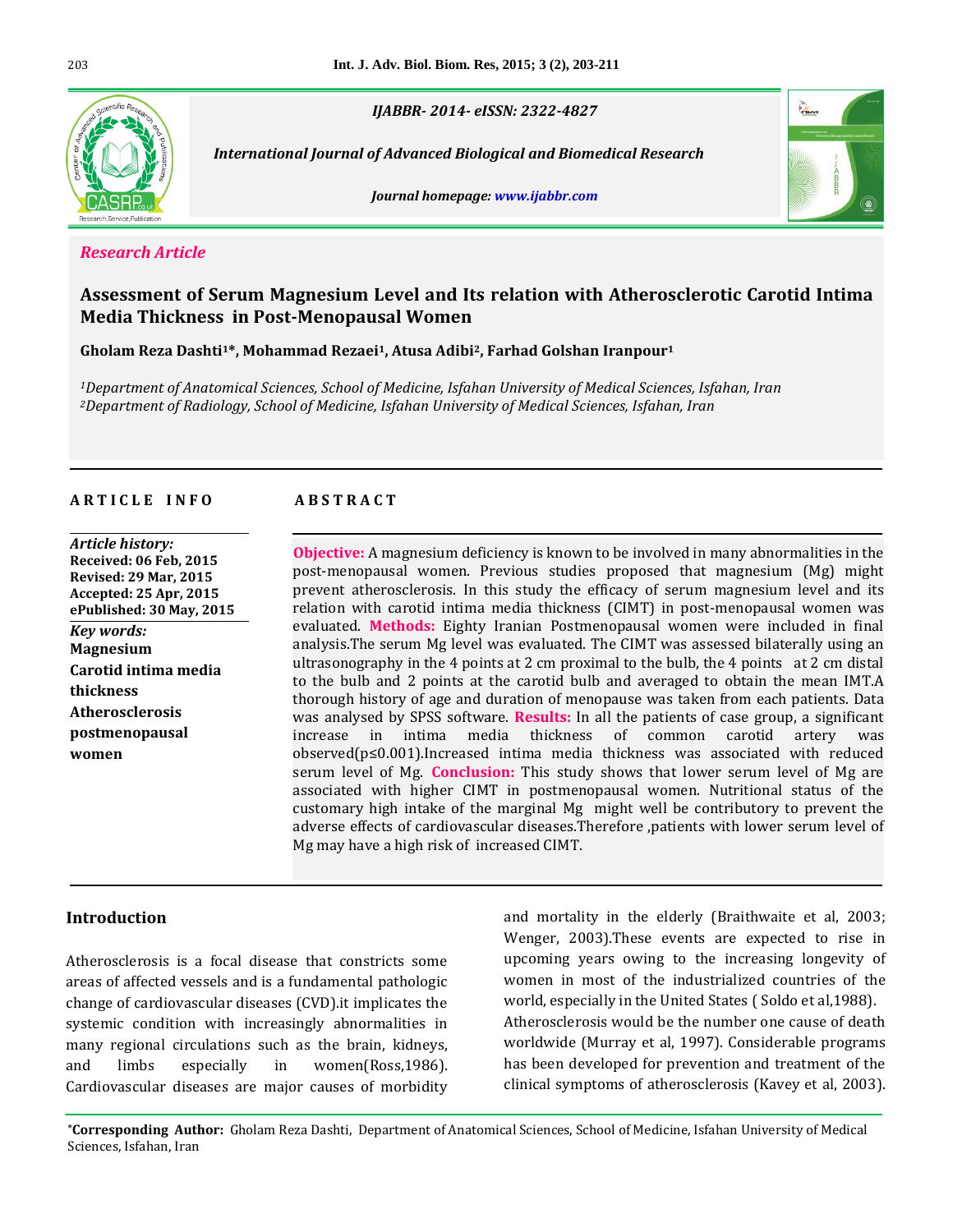*IJABBR- 2014- eISSN: 2322-4827*

*International Journal of Advanced Biological and Biomedical Research*

*Journal homepage: www.ijabbr.com*

*Research Article*

# Assessment of Serum Magnesium Level and Its relation with Atherosclerotic Carotid Intima Media Thickness in Post-Menopausal Women

**Gholam Reza Dashti[1]\*, Mohammad Rezaei[1], Atusa Adibi[2], Farhad Golshan Iranpour[1]**

*[1]Department of Anatomical Sciences, School of Medicine, Isfahan University of Medical Sciences, Isfahan, Iran*
*[2]Department of Radiology, School of Medicine, Isfahan University of Medical Sciences, Isfahan, Iran*

## ARTICLE INFO

*Article history:*
**Received: 06 Feb, 2015**
**Revised: 29 Mar, 2015**
**Accepted: 25 Apr, 2015**
**ePublished: 30 May, 2015**

*Key words:*
**Magnesium**
**Carotid intima media thickness**
**Atherosclerosis**
**postmenopausal women**

## ABSTRACT

**Objective:** A magnesium deficiency is known to be involved in many abnormalities in the post-menopausal women. Previous studies proposed that magnesium (Mg) might prevent atherosclerosis. In this study the efficacy of serum magnesium level and its relation with carotid intima media thickness (CIMT) in post-menopausal women was evaluated. **Methods:** Eighty Iranian Postmenopausal women were included in final analysis.The serum Mg level was evaluated. The CIMT was assessed bilaterally using an ultrasonography in the 4 points at 2 cm proximal to the bulb, the 4 points at 2 cm distal to the bulb and 2 points at the carotid bulb and averaged to obtain the mean IMT.A thorough history of age and duration of menopause was taken from each patients. Data was analysed by SPSS software. **Results:** In all the patients of case group, a significant increase in intima media thickness of common carotid artery was observed($p \leq 0.001$).Increased intima media thickness was associated with reduced serum level of Mg. **Conclusion:** This study shows that lower serum level of Mg are associated with higher CIMT in postmenopausal women. Nutritional status of the customary high intake of the marginal Mg might well be contributory to prevent the adverse effects of cardiovascular diseases.Therefore ,patients with lower serum level of Mg may have a high risk of increased CIMT.

## Introduction

Atherosclerosis is a focal disease that constricts some areas of affected vessels and is a fundamental pathologic change of cardiovascular diseases (CVD).it implicates the systemic condition with increasingly abnormalities in many regional circulations such as the brain, kidneys, and limbs especially in women(Ross,1986). Cardiovascular diseases are major causes of morbidity and mortality in the elderly (Braithwaite et al, 2003; Wenger, 2003).These events are expected to rise in upcoming years owing to the increasing longevity of women in most of the industrialized countries of the world, especially in the United States ( Soldo et al,1988). Atherosclerosis would be the number one cause of death worldwide (Murray et al, 1997). Considerable programs has been developed for prevention and treatment of the clinical symptoms of atherosclerosis (Kavey et al, 2003).

\*Corresponding Author: Gholam Reza Dashti, Department of Anatomical Sciences, School of Medicine, Isfahan University of Medical Sciences, Isfahan, Iran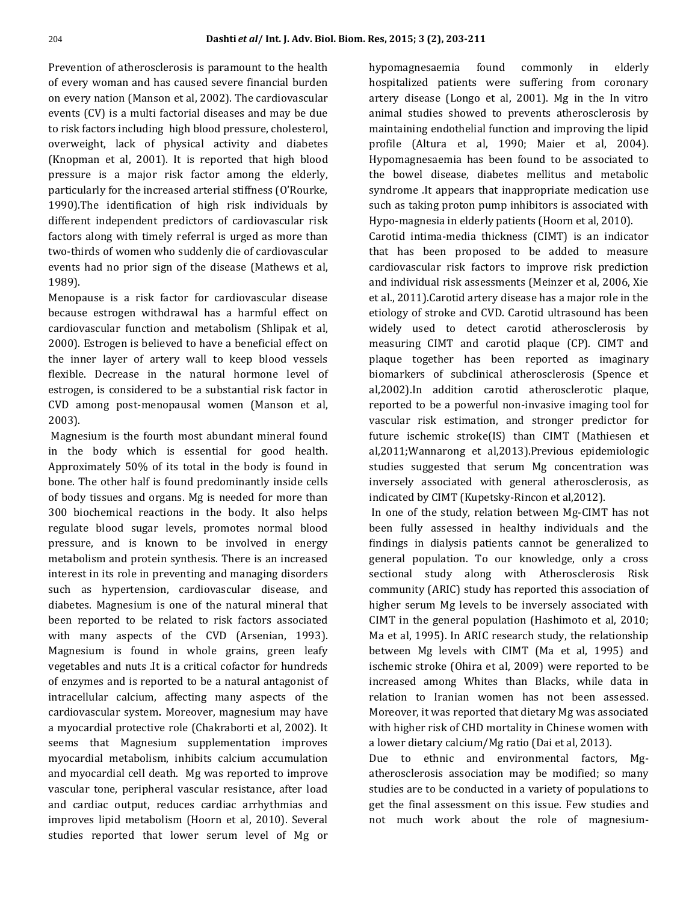Prevention of atherosclerosis is paramount to the health of every woman and has caused severe financial burden on every nation (Manson et al, 2002). The cardiovascular events (CV) is a multi factorial diseases and may be due to risk factors including high blood pressure, cholesterol, overweight, lack of physical activity and diabetes (Knopman et al, 2001). It is reported that high blood pressure is a major risk factor among the elderly, particularly for the increased arterial stiffness (O'Rourke, 1990).The identification of high risk individuals by different independent predictors of cardiovascular risk factors along with timely referral is urged as more than two-thirds of women who suddenly die of cardiovascular events had no prior sign of the disease (Mathews et al, 1989).

Menopause is a risk factor for cardiovascular disease because estrogen withdrawal has a harmful effect on cardiovascular function and metabolism (Shlipak et al, 2000). Estrogen is believed to have a beneficial effect on the inner layer of artery wall to keep blood vessels flexible. Decrease in the natural hormone level of estrogen, is considered to be a substantial risk factor in CVD among post-menopausal women (Manson et al, 2003).

Magnesium is the fourth most abundant mineral found in the body which is essential for good health. Approximately 50% of its total in the body is found in bone. The other half is found predominantly inside cells of body tissues and organs. Mg is needed for more than 300 biochemical reactions in the body. It also helps regulate blood sugar levels, promotes normal blood pressure, and is known to be involved in energy metabolism and protein synthesis. There is an increased interest in its role in preventing and managing disorders such as hypertension, cardiovascular disease, and diabetes. Magnesium is one of the natural mineral that been reported to be related to risk factors associated with many aspects of the CVD (Arsenian, 1993). Magnesium is found in whole grains, green leafy vegetables and nuts .It is a critical cofactor for hundreds of enzymes and is reported to be a natural antagonist of intracellular calcium, affecting many aspects of the cardiovascular system**.** Moreover, magnesium may have a myocardial protective role (Chakraborti et al, 2002). It seems that Magnesium supplementation improves myocardial metabolism, inhibits calcium accumulation and myocardial cell death. Mg was reported to improve vascular tone, peripheral vascular resistance, after load and cardiac output, reduces cardiac arrhythmias and improves lipid metabolism (Hoorn et al, 2010). Several studies reported that lower serum level of Mg or hypomagnesaemia found commonly in elderly hospitalized patients were suffering from coronary artery disease (Longo et al, 2001). Mg in the In vitro animal studies showed to prevents atherosclerosis by maintaining endothelial function and improving the lipid profile (Altura et al, 1990; Maier et al, 2004). Hypomagnesaemia has been found to be associated to the bowel disease, diabetes mellitus and metabolic syndrome .It appears that inappropriate medication use such as taking proton pump inhibitors is associated with Hypo-magnesia in elderly patients (Hoorn et al, 2010).

Carotid intima-media thickness (CIMT) is an indicator that has been proposed to be added to measure cardiovascular risk factors to improve risk prediction and individual risk assessments (Meinzer et al, 2006, Xie et al., 2011).Carotid artery disease has a major role in the etiology of stroke and CVD. Carotid ultrasound has been widely used to detect carotid atherosclerosis by measuring CIMT and carotid plaque (CP). CIMT and plaque together has been reported as imaginary biomarkers of subclinical atherosclerosis (Spence et al,2002).In addition carotid atherosclerotic plaque, reported to be a powerful non-invasive imaging tool for vascular risk estimation, and stronger predictor for future ischemic stroke(IS) than CIMT (Mathiesen et al,2011;Wannarong et al,2013).Previous epidemiologic studies suggested that serum Mg concentration was inversely associated with general atherosclerosis, as indicated by CIMT (Kupetsky-Rincon et al,2012).

In one of the study, relation between Mg-CIMT has not been fully assessed in healthy individuals and the findings in dialysis patients cannot be generalized to general population. To our knowledge, only a cross sectional study along with Atherosclerosis Risk community (ARIC) study has reported this association of higher serum Mg levels to be inversely associated with CIMT in the general population (Hashimoto et al, 2010; Ma et al, 1995). In ARIC research study, the relationship between Mg levels with CIMT (Ma et al, 1995) and ischemic stroke (Ohira et al, 2009) were reported to be increased among Whites than Blacks, while data in relation to Iranian women has not been assessed. Moreover, it was reported that dietary Mg was associated with higher risk of CHD mortality in Chinese women with a lower dietary calcium/Mg ratio (Dai et al, 2013).

Due to ethnic and environmental factors, Mg-atherosclerosis association may be modified; so many studies are to be conducted in a variety of populations to get the final assessment on this issue. Few studies and not much work about the role of magnesium-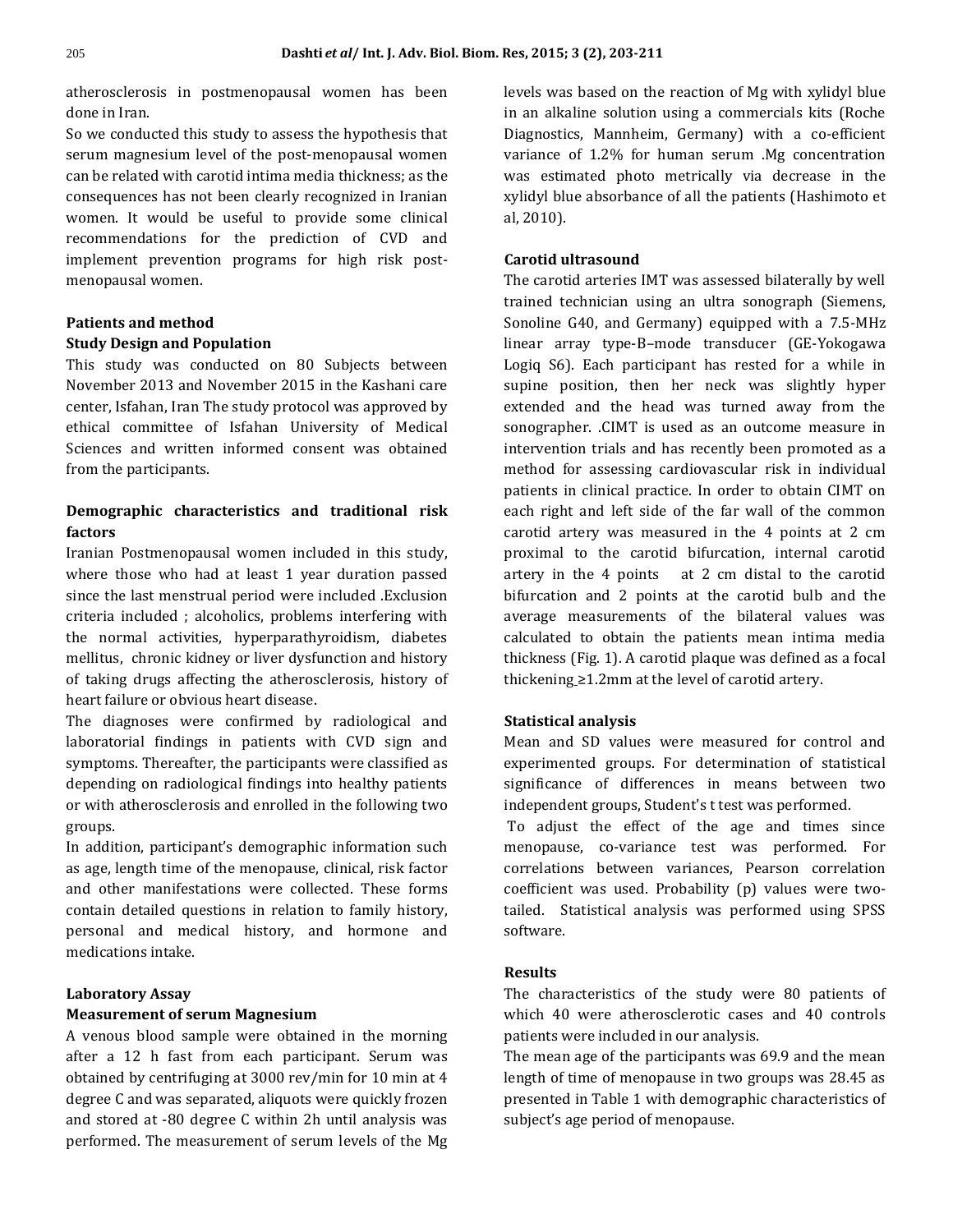atherosclerosis in postmenopausal women has been done in Iran.

So we conducted this study to assess the hypothesis that serum magnesium level of the post-menopausal women can be related with carotid intima media thickness; as the consequences has not been clearly recognized in Iranian women. It would be useful to provide some clinical recommendations for the prediction of CVD and implement prevention programs for high risk post-menopausal women.

## Patients and method

### Study Design and Population

This study was conducted on 80 Subjects between November 2013 and November 2015 in the Kashani care center, Isfahan, Iran The study protocol was approved by ethical committee of Isfahan University of Medical Sciences and written informed consent was obtained from the participants.

### Demographic characteristics and traditional risk factors

Iranian Postmenopausal women included in this study, where those who had at least 1 year duration passed since the last menstrual period were included .Exclusion criteria included ; alcoholics, problems interfering with the normal activities, hyperparathyroidism, diabetes mellitus, chronic kidney or liver dysfunction and history of taking drugs affecting the atherosclerosis, history of heart failure or obvious heart disease.

The diagnoses were confirmed by radiological and laboratorial findings in patients with CVD sign and symptoms. Thereafter, the participants were classified as depending on radiological findings into healthy patients or with atherosclerosis and enrolled in the following two groups.

In addition, participant's demographic information such as age, length time of the menopause, clinical, risk factor and other manifestations were collected. These forms contain detailed questions in relation to family history, personal and medical history, and hormone and medications intake.

### Laboratory Assay

### Measurement of serum Magnesium

A venous blood sample were obtained in the morning after a 12 h fast from each participant. Serum was obtained by centrifuging at 3000 rev/min for 10 min at 4 degree C and was separated, aliquots were quickly frozen and stored at -80 degree C within 2h until analysis was performed. The measurement of serum levels of the Mg levels was based on the reaction of Mg with xylidyl blue in an alkaline solution using a commercials kits (Roche Diagnostics, Mannheim, Germany) with a co-efficient variance of 1.2% for human serum .Mg concentration was estimated photo metrically via decrease in the xylidyl blue absorbance of all the patients (Hashimoto et al, 2010).

### Carotid ultrasound

The carotid arteries IMT was assessed bilaterally by well trained technician using an ultra sonograph (Siemens, Sonoline G40, and Germany) equipped with a 7.5-MHz linear array type-B–mode transducer (GE-Yokogawa Logiq S6). Each participant has rested for a while in supine position, then her neck was slightly hyper extended and the head was turned away from the sonographer. .CIMT is used as an outcome measure in intervention trials and has recently been promoted as a method for assessing cardiovascular risk in individual patients in clinical practice. In order to obtain CIMT on each right and left side of the far wall of the common carotid artery was measured in the 4 points at 2 cm proximal to the carotid bifurcation, internal carotid artery in the 4 points at 2 cm distal to the carotid bifurcation and 2 points at the carotid bulb and the average measurements of the bilateral values was calculated to obtain the patients mean intima media thickness (Fig. 1). A carotid plaque was defined as a focal thickening ≥1.2mm at the level of carotid artery.

### Statistical analysis

Mean and SD values were measured for control and experimented groups. For determination of statistical significance of differences in means between two independent groups, Student's t test was performed.

To adjust the effect of the age and times since menopause, co-variance test was performed. For correlations between variances, Pearson correlation coefficient was used. Probability (p) values were two-tailed. Statistical analysis was performed using SPSS software.

## Results

The characteristics of the study were 80 patients of which 40 were atherosclerotic cases and 40 controls patients were included in our analysis.

The mean age of the participants was 69.9 and the mean length of time of menopause in two groups was 28.45 as presented in Table 1 with demographic characteristics of subject's age period of menopause.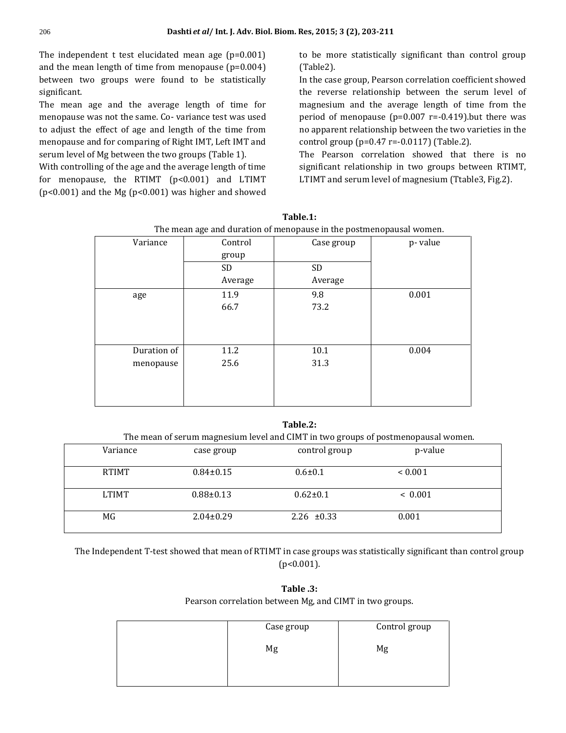The independent t test elucidated mean age (p=0.001) and the mean length of time from menopause (p=0.004) between two groups were found to be statistically significant.

The mean age and the average length of time for menopause was not the same. Co- variance test was used to adjust the effect of age and length of the time from menopause and for comparing of Right IMT, Left IMT and serum level of Mg between the two groups (Table 1).

With controlling of the age and the average length of time for menopause, the RTIMT (p<0.001) and LTIMT (p<0.001) and the Mg (p<0.001) was higher and showed to be more statistically significant than control group (Table2).

In the case group, Pearson correlation coefficient showed the reverse relationship between the serum level of magnesium and the average length of time from the period of menopause (p=0.007 r=-0.419).but there was no apparent relationship between the two varieties in the control group (p=0.47 r=-0.0117) (Table.2).

The Pearson correlation showed that there is no significant relationship in two groups between RTIMT, LTIMT and serum level of magnesium (Ttable3, Fig.2).

**Table.1:**
The mean age and duration of menopause in the postmenopausal women.

| Variance | Control group | Case group | p- value |
|---|---|---|---|
| | SD Average | SD Average | |
| age | 11.9 66.7 | 9.8 73.2 | 0.001 |
| Duration of menopause | 11.2 25.6 | 10.1 31.3 | 0.004 |

**Table.2:**
The mean of serum magnesium level and CIMT in two groups of postmenopausal women.

| Variance | case group | control group | p-value |
|---|---|---|---|
| RTIMT | 0.84±0.15 | 0.6±0.1 | < 0.001 |
| LTIMT | 0.88±0.13 | 0.62±0.1 | < 0.001 |
| MG | 2.04±0.29 | 2.26 ±0.33 | 0.001 |

The Independent T-test showed that mean of RTIMT in case groups was statistically significant than control group (p<0.001).

**Table .3:**
Pearson correlation between Mg, and CIMT in two groups.

| | Case group | Control group |
|---|---|---|
| | Mg | Mg |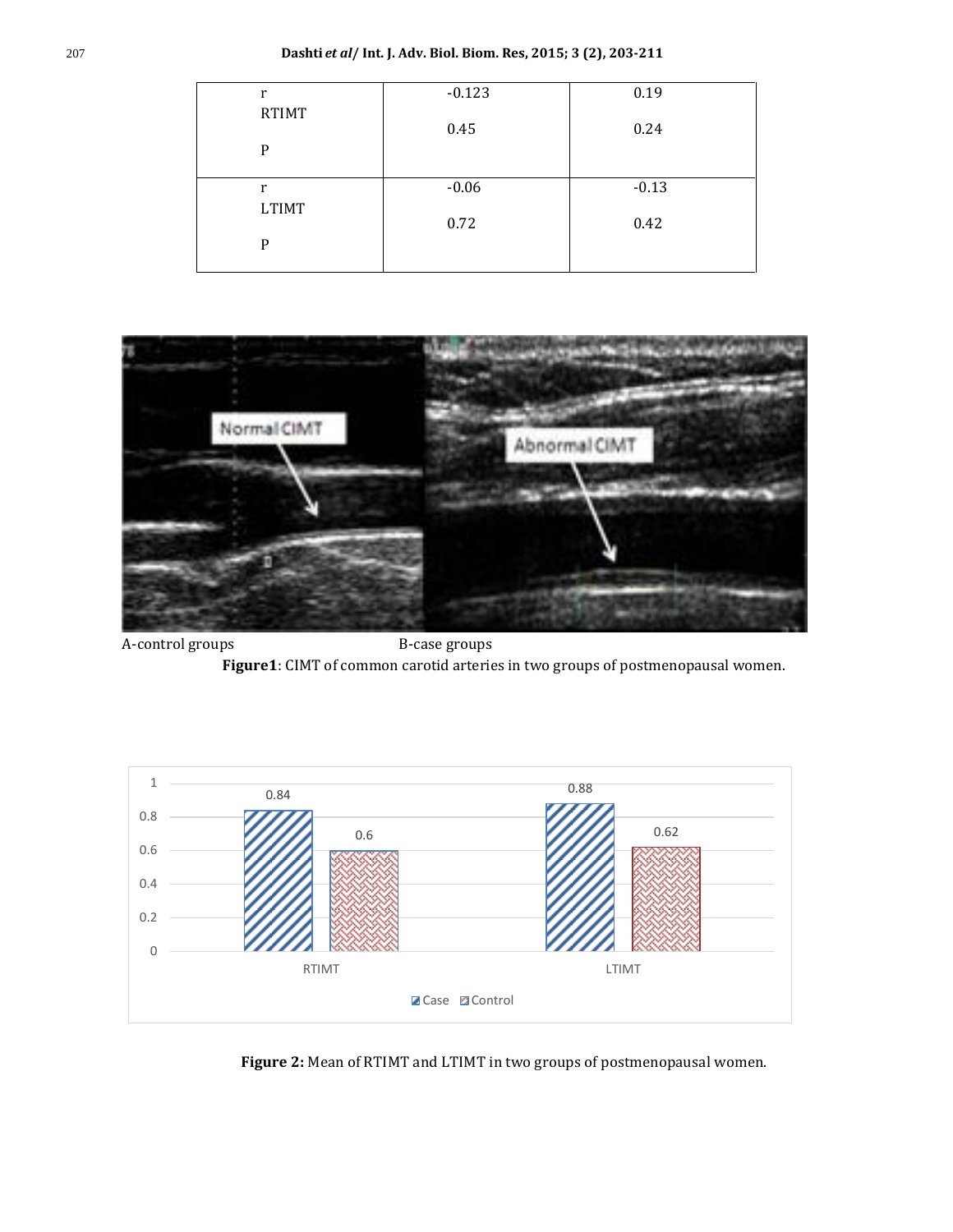| | | |
|---|---|---|
| r<br>RTIMT<br>P | -0.123<br>0.45 | 0.19<br>0.24 |
| r<br>LTIMT<br>P | -0.06<br>0.72 | -0.13<br>0.42 |

Normal CIMT

Abnormal CIMT

A-control groups

B-case groups

**Figure1**: CIMT of common carotid arteries in two groups of postmenopausal women.

1
0.8
0.6
0.4
0.2
0

0.84
0.6
0.88
0.62

RTIMT
LTIMT

Case
Control

**Figure 2:** Mean of RTIMT and LTIMT in two groups of postmenopausal women.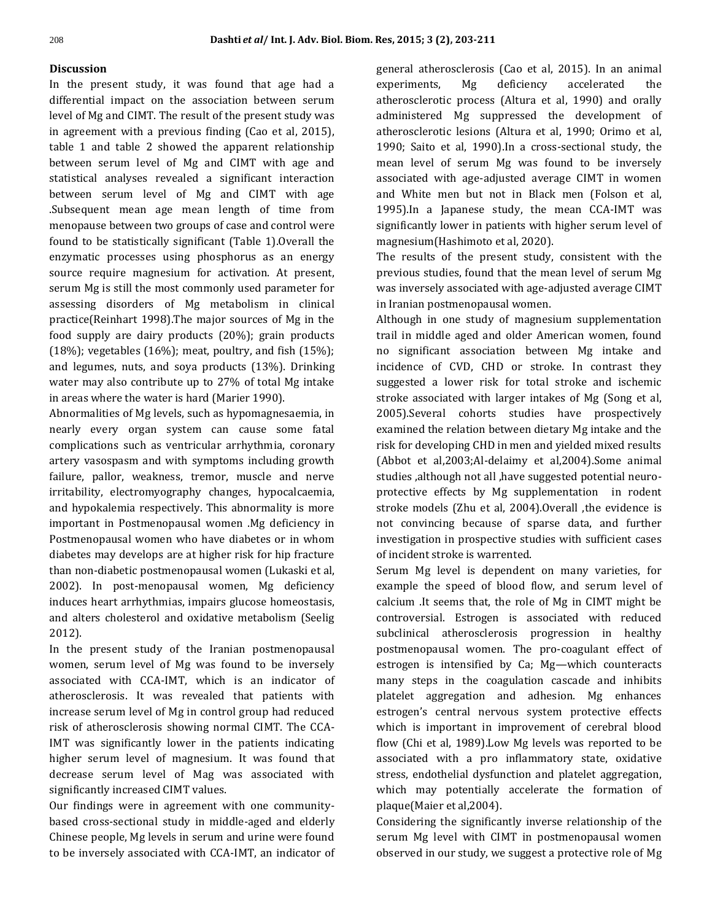## Discussion

In the present study, it was found that age had a differential impact on the association between serum level of Mg and CIMT. The result of the present study was in agreement with a previous finding (Cao et al, 2015), table 1 and table 2 showed the apparent relationship between serum level of Mg and CIMT with age and statistical analyses revealed a significant interaction between serum level of Mg and CIMT with age .Subsequent mean age mean length of time from menopause between two groups of case and control were found to be statistically significant (Table 1).Overall the enzymatic processes using phosphorus as an energy source require magnesium for activation. At present, serum Mg is still the most commonly used parameter for assessing disorders of Mg metabolism in clinical practice(Reinhart 1998).The major sources of Mg in the food supply are dairy products (20%); grain products (18%); vegetables (16%); meat, poultry, and fish (15%); and legumes, nuts, and soya products (13%). Drinking water may also contribute up to 27% of total Mg intake in areas where the water is hard (Marier 1990).

Abnormalities of Mg levels, such as hypomagnesaemia, in nearly every organ system can cause some fatal complications such as ventricular arrhythmia, coronary artery vasospasm and with symptoms including growth failure, pallor, weakness, tremor, muscle and nerve irritability, electromyography changes, hypocalcaemia, and hypokalemia respectively. This abnormality is more important in Postmenopausal women .Mg deficiency in Postmenopausal women who have diabetes or in whom diabetes may develops are at higher risk for hip fracture than non-diabetic postmenopausal women (Lukaski et al, 2002). In post-menopausal women, Mg deficiency induces heart arrhythmias, impairs glucose homeostasis, and alters cholesterol and oxidative metabolism (Seelig 2012).

In the present study of the Iranian postmenopausal women, serum level of Mg was found to be inversely associated with CCA-IMT, which is an indicator of atherosclerosis. It was revealed that patients with increase serum level of Mg in control group had reduced risk of atherosclerosis showing normal CIMT. The CCA-IMT was significantly lower in the patients indicating higher serum level of magnesium. It was found that decrease serum level of Mag was associated with significantly increased CIMT values.

Our findings were in agreement with one community-based cross-sectional study in middle-aged and elderly Chinese people, Mg levels in serum and urine were found to be inversely associated with CCA-IMT, an indicator of general atherosclerosis (Cao et al, 2015). In an animal experiments, Mg deficiency accelerated the atherosclerotic process (Altura et al, 1990) and orally administered Mg suppressed the development of atherosclerotic lesions (Altura et al, 1990; Orimo et al, 1990; Saito et al, 1990).In a cross-sectional study, the mean level of serum Mg was found to be inversely associated with age-adjusted average CIMT in women and White men but not in Black men (Folson et al, 1995).In a Japanese study, the mean CCA-IMT was significantly lower in patients with higher serum level of magnesium(Hashimoto et al, 2020).

The results of the present study, consistent with the previous studies, found that the mean level of serum Mg was inversely associated with age-adjusted average CIMT in Iranian postmenopausal women.

Although in one study of magnesium supplementation trail in middle aged and older American women, found no significant association between Mg intake and incidence of CVD, CHD or stroke. In contrast they suggested a lower risk for total stroke and ischemic stroke associated with larger intakes of Mg (Song et al, 2005).Several cohorts studies have prospectively examined the relation between dietary Mg intake and the risk for developing CHD in men and yielded mixed results (Abbot et al,2003;Al-delaimy et al,2004).Some animal studies ,although not all ,have suggested potential neuro-protective effects by Mg supplementation in rodent stroke models (Zhu et al, 2004).Overall ,the evidence is not convincing because of sparse data, and further investigation in prospective studies with sufficient cases of incident stroke is warrented.

Serum Mg level is dependent on many varieties, for example the speed of blood flow, and serum level of calcium .It seems that, the role of Mg in CIMT might be controversial. Estrogen is associated with reduced subclinical atherosclerosis progression in healthy postmenopausal women. The pro-coagulant effect of estrogen is intensified by Ca; Mg—which counteracts many steps in the coagulation cascade and inhibits platelet aggregation and adhesion. Mg enhances estrogen's central nervous system protective effects which is important in improvement of cerebral blood flow (Chi et al, 1989).Low Mg levels was reported to be associated with a pro inflammatory state, oxidative stress, endothelial dysfunction and platelet aggregation, which may potentially accelerate the formation of plaque(Maier et al,2004).

Considering the significantly inverse relationship of the serum Mg level with CIMT in postmenopausal women observed in our study, we suggest a protective role of Mg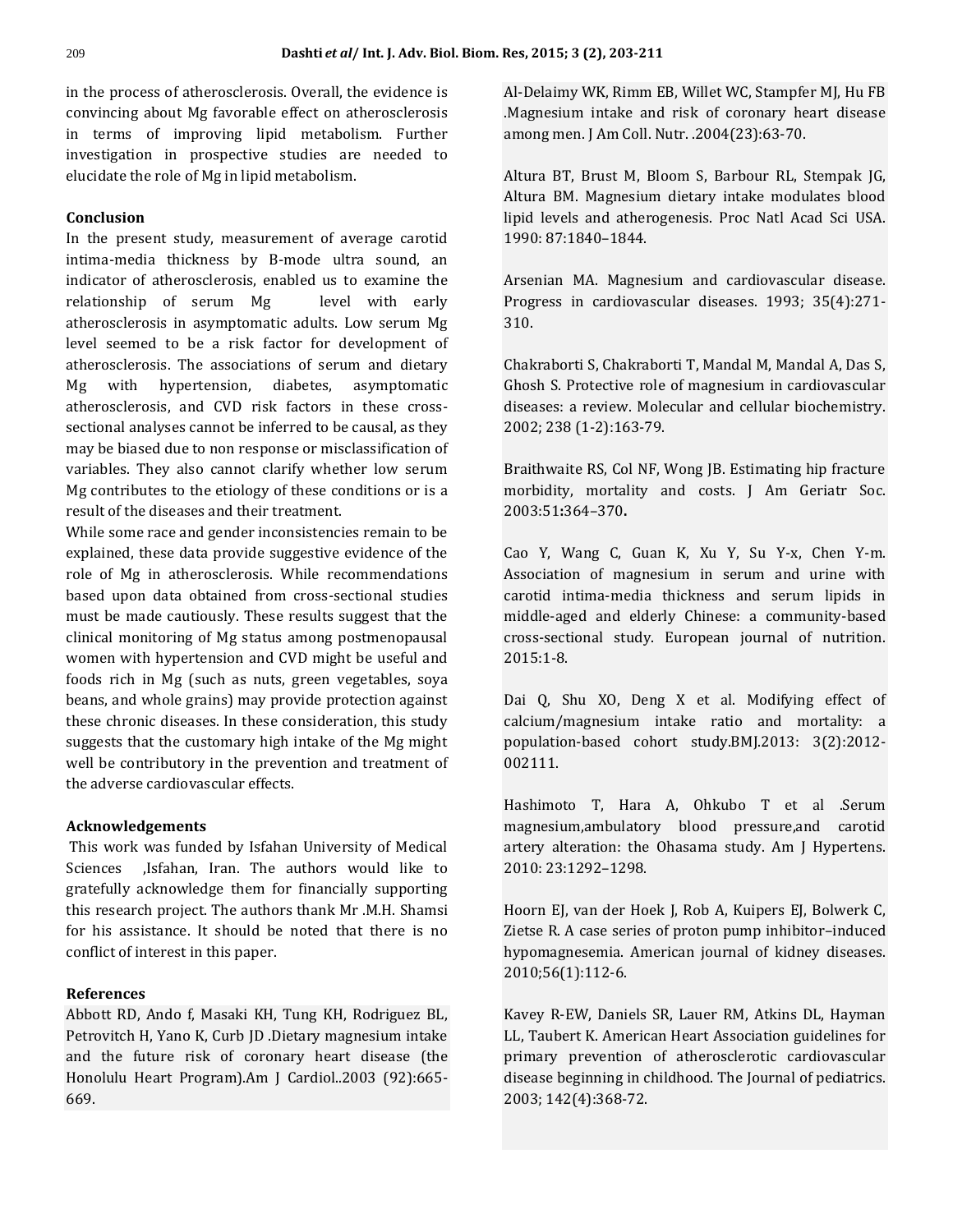in the process of atherosclerosis. Overall, the evidence is convincing about Mg favorable effect on atherosclerosis in terms of improving lipid metabolism. Further investigation in prospective studies are needed to elucidate the role of Mg in lipid metabolism.

## Conclusion

In the present study, measurement of average carotid intima-media thickness by B-mode ultra sound, an indicator of atherosclerosis, enabled us to examine the relationship of serum Mg level with early atherosclerosis in asymptomatic adults. Low serum Mg level seemed to be a risk factor for development of atherosclerosis. The associations of serum and dietary Mg with hypertension, diabetes, asymptomatic atherosclerosis, and CVD risk factors in these cross-sectional analyses cannot be inferred to be causal, as they may be biased due to non response or misclassification of variables. They also cannot clarify whether low serum Mg contributes to the etiology of these conditions or is a result of the diseases and their treatment.

While some race and gender inconsistencies remain to be explained, these data provide suggestive evidence of the role of Mg in atherosclerosis. While recommendations based upon data obtained from cross-sectional studies must be made cautiously. These results suggest that the clinical monitoring of Mg status among postmenopausal women with hypertension and CVD might be useful and foods rich in Mg (such as nuts, green vegetables, soya beans, and whole grains) may provide protection against these chronic diseases. In these consideration, this study suggests that the customary high intake of the Mg might well be contributory in the prevention and treatment of the adverse cardiovascular effects.

## Acknowledgements

This work was funded by Isfahan University of Medical Sciences ,Isfahan, Iran. The authors would like to gratefully acknowledge them for financially supporting this research project. The authors thank Mr .M.H. Shamsi for his assistance. It should be noted that there is no conflict of interest in this paper.

## References

Abbott RD, Ando f, Masaki KH, Tung KH, Rodriguez BL, Petrovitch H, Yano K, Curb JD .Dietary magnesium intake and the future risk of coronary heart disease (the Honolulu Heart Program).Am J Cardiol..2003 (92):665-669.

Al-Delaimy WK, Rimm EB, Willet WC, Stampfer MJ, Hu FB .Magnesium intake and risk of coronary heart disease among men. J Am Coll. Nutr. .2004(23):63-70.

Altura BT, Brust M, Bloom S, Barbour RL, Stempak JG, Altura BM. Magnesium dietary intake modulates blood lipid levels and atherogenesis. Proc Natl Acad Sci USA. 1990: 87:1840–1844.

Arsenian MA. Magnesium and cardiovascular disease. Progress in cardiovascular diseases. 1993; 35(4):271-310.

Chakraborti S, Chakraborti T, Mandal M, Mandal A, Das S, Ghosh S. Protective role of magnesium in cardiovascular diseases: a review. Molecular and cellular biochemistry. 2002; 238 (1-2):163-79.

Braithwaite RS, Col NF, Wong JB. Estimating hip fracture morbidity, mortality and costs. J Am Geriatr Soc. 2003:51:364–370.

Cao Y, Wang C, Guan K, Xu Y, Su Y-x, Chen Y-m. Association of magnesium in serum and urine with carotid intima-media thickness and serum lipids in middle-aged and elderly Chinese: a community-based cross-sectional study. European journal of nutrition. 2015:1-8.

Dai Q, Shu XO, Deng X et al. Modifying effect of calcium/magnesium intake ratio and mortality: a population-based cohort study.BMJ.2013: 3(2):2012-002111.

Hashimoto T, Hara A, Ohkubo T et al .Serum magnesium,ambulatory blood pressure,and carotid artery alteration: the Ohasama study. Am J Hypertens. 2010: 23:1292–1298.

Hoorn EJ, van der Hoek J, Rob A, Kuipers EJ, Bolwerk C, Zietse R. A case series of proton pump inhibitor–induced hypomagnesemia. American journal of kidney diseases. 2010;56(1):112-6.

Kavey R-EW, Daniels SR, Lauer RM, Atkins DL, Hayman LL, Taubert K. American Heart Association guidelines for primary prevention of atherosclerotic cardiovascular disease beginning in childhood. The Journal of pediatrics. 2003; 142(4):368-72.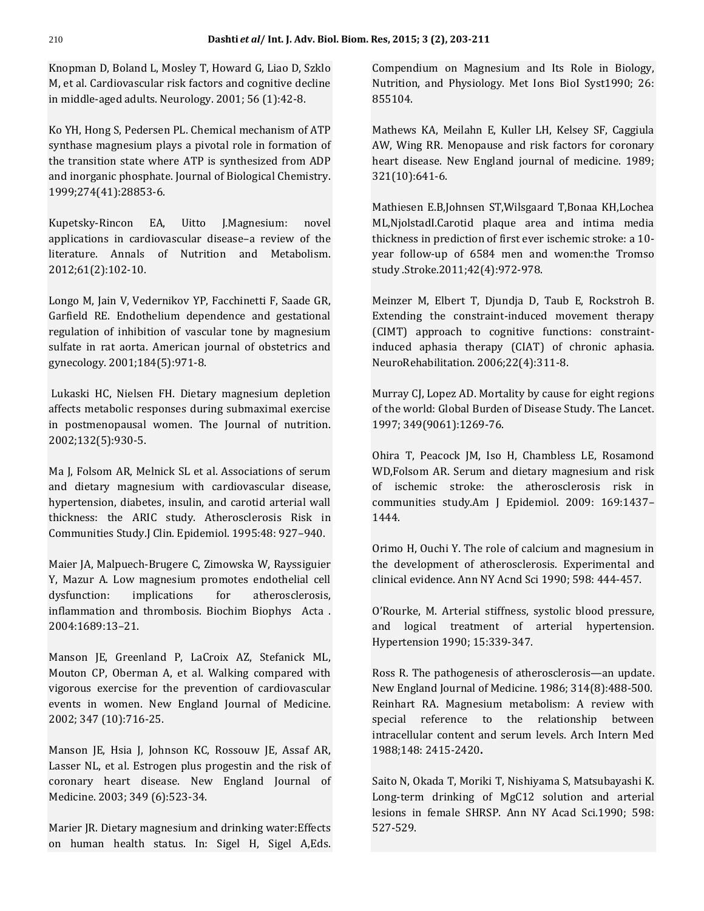Knopman D, Boland L, Mosley T, Howard G, Liao D, Szklo M, et al. Cardiovascular risk factors and cognitive decline in middle-aged adults. Neurology. 2001; 56 (1):42-8.

Ko YH, Hong S, Pedersen PL. Chemical mechanism of ATP synthase magnesium plays a pivotal role in formation of the transition state where ATP is synthesized from ADP and inorganic phosphate. Journal of Biological Chemistry. 1999;274(41):28853-6.

Kupetsky-Rincon EA, Uitto J.Magnesium: novel applications in cardiovascular disease–a review of the literature. Annals of Nutrition and Metabolism. 2012;61(2):102-10.

Longo M, Jain V, Vedernikov YP, Facchinetti F, Saade GR, Garfield RE. Endothelium dependence and gestational regulation of inhibition of vascular tone by magnesium sulfate in rat aorta. American journal of obstetrics and gynecology. 2001;184(5):971-8.

Lukaski HC, Nielsen FH. Dietary magnesium depletion affects metabolic responses during submaximal exercise in postmenopausal women. The Journal of nutrition. 2002;132(5):930-5.

Ma J, Folsom AR, Melnick SL et al. Associations of serum and dietary magnesium with cardiovascular disease, hypertension, diabetes, insulin, and carotid arterial wall thickness: the ARIC study. Atherosclerosis Risk in Communities Study.J Clin. Epidemiol. 1995:48: 927–940.

Maier JA, Malpuech-Brugere C, Zimowska W, Rayssiguier Y, Mazur A. Low magnesium promotes endothelial cell dysfunction: implications for atherosclerosis, inflammation and thrombosis. Biochim Biophys Acta . 2004:1689:13–21.

Manson JE, Greenland P, LaCroix AZ, Stefanick ML, Mouton CP, Oberman A, et al. Walking compared with vigorous exercise for the prevention of cardiovascular events in women. New England Journal of Medicine. 2002; 347 (10):716-25.

Manson JE, Hsia J, Johnson KC, Rossouw JE, Assaf AR, Lasser NL, et al. Estrogen plus progestin and the risk of coronary heart disease. New England Journal of Medicine. 2003; 349 (6):523-34.

Marier JR. Dietary magnesium and drinking water:Effects on human health status. In: Sigel H, Sigel A,Eds. Compendium on Magnesium and Its Role in Biology, Nutrition, and Physiology. Met Ions BioI Syst1990; 26: 855104.

Mathews KA, Meilahn E, Kuller LH, Kelsey SF, Caggiula AW, Wing RR. Menopause and risk factors for coronary heart disease. New England journal of medicine. 1989; 321(10):641-6.

Mathiesen E.B,Johnsen ST,Wilsgaard T,Bonaa KH,Lochea ML,NjolstadI.Carotid plaque area and intima media thickness in prediction of first ever ischemic stroke: a 10-year follow-up of 6584 men and women:the Tromso study .Stroke.2011;42(4):972-978.

Meinzer M, Elbert T, Djundja D, Taub E, Rockstroh B. Extending the constraint-induced movement therapy (CIMT) approach to cognitive functions: constraint-induced aphasia therapy (CIAT) of chronic aphasia. NeuroRehabilitation. 2006;22(4):311-8.

Murray CJ, Lopez AD. Mortality by cause for eight regions of the world: Global Burden of Disease Study. The Lancet. 1997; 349(9061):1269-76.

Ohira T, Peacock JM, Iso H, Chambless LE, Rosamond WD,Folsom AR. Serum and dietary magnesium and risk of ischemic stroke: the atherosclerosis risk in communities study.Am J Epidemiol. 2009: 169:1437–1444.

Orimo H, Ouchi Y. The role of calcium and magnesium in the development of atherosclerosis. Experimental and clinical evidence. Ann NY Acnd Sci 1990; 598: 444-457.

O'Rourke, M. Arterial stiffness, systolic blood pressure, and logical treatment of arterial hypertension. Hypertension 1990; 15:339-347.

Ross R. The pathogenesis of atherosclerosis—an update. New England Journal of Medicine. 1986; 314(8):488-500.

Reinhart RA. Magnesium metabolism: A review with special reference to the relationship between intracellular content and serum levels. Arch Intern Med 1988;148: 2415-2420**.**

Saito N, Okada T, Moriki T, Nishiyama S, Matsubayashi K. Long-term drinking of MgC12 solution and arterial lesions in female SHRSP. Ann NY Acad Sci.1990; 598: 527-529.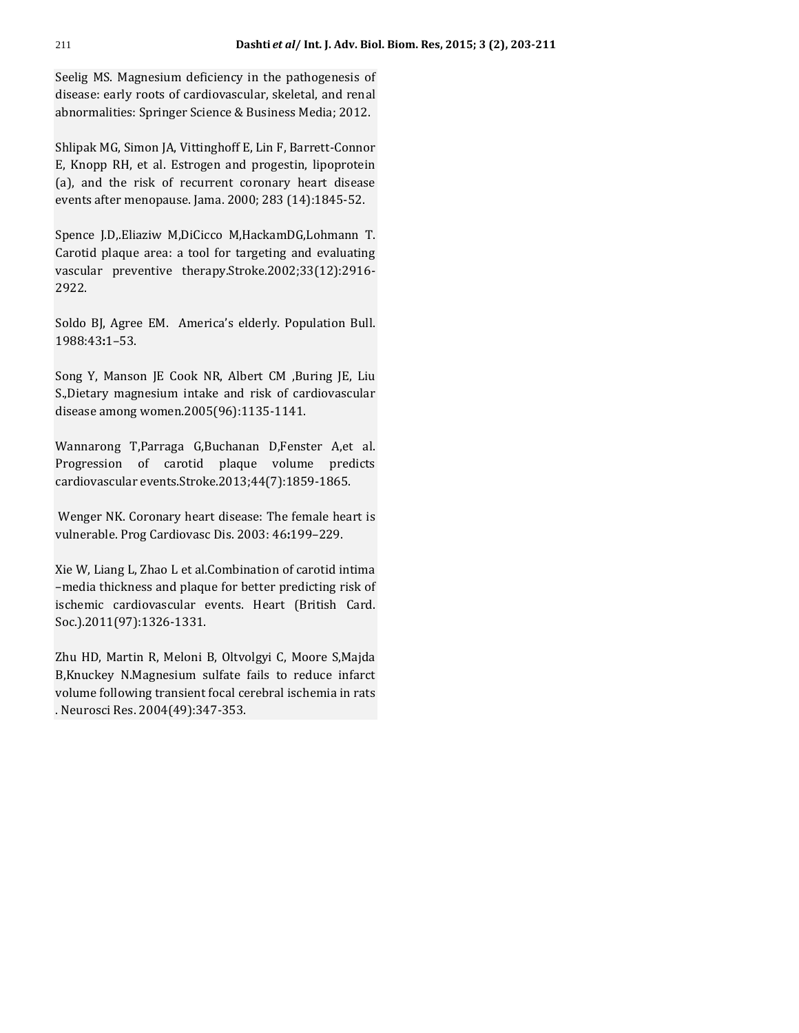Seelig MS. Magnesium deficiency in the pathogenesis of disease: early roots of cardiovascular, skeletal, and renal abnormalities: Springer Science & Business Media; 2012.

Shlipak MG, Simon JA, Vittinghoff E, Lin F, Barrett-Connor E, Knopp RH, et al. Estrogen and progestin, lipoprotein (a), and the risk of recurrent coronary heart disease events after menopause. Jama. 2000; 283 (14):1845-52.

Spence J.D,.Eliaziw M,DiCicco M,HackamDG,Lohmann T. Carotid plaque area: a tool for targeting and evaluating vascular preventive therapy.Stroke.2002;33(12):2916-2922.

Soldo BJ, Agree EM. America's elderly. Population Bull. 1988:43**:**1–53.

Song Y, Manson JE Cook NR, Albert CM ,Buring JE, Liu S.,Dietary magnesium intake and risk of cardiovascular disease among women.2005(96):1135-1141.

Wannarong T,Parraga G,Buchanan D,Fenster A,et al. Progression of carotid plaque volume predicts cardiovascular events.Stroke.2013;44(7):1859-1865.

Wenger NK. Coronary heart disease: The female heart is vulnerable. Prog Cardiovasc Dis. 2003: 46**:**199–229.

Xie W, Liang L, Zhao L et al.Combination of carotid intima –media thickness and plaque for better predicting risk of ischemic cardiovascular events. Heart (British Card. Soc.).2011(97):1326-1331.

Zhu HD, Martin R, Meloni B, Oltvolgyi C, Moore S,Majda B,Knuckey N.Magnesium sulfate fails to reduce infarct volume following transient focal cerebral ischemia in rats . Neurosci Res. 2004(49):347-353.